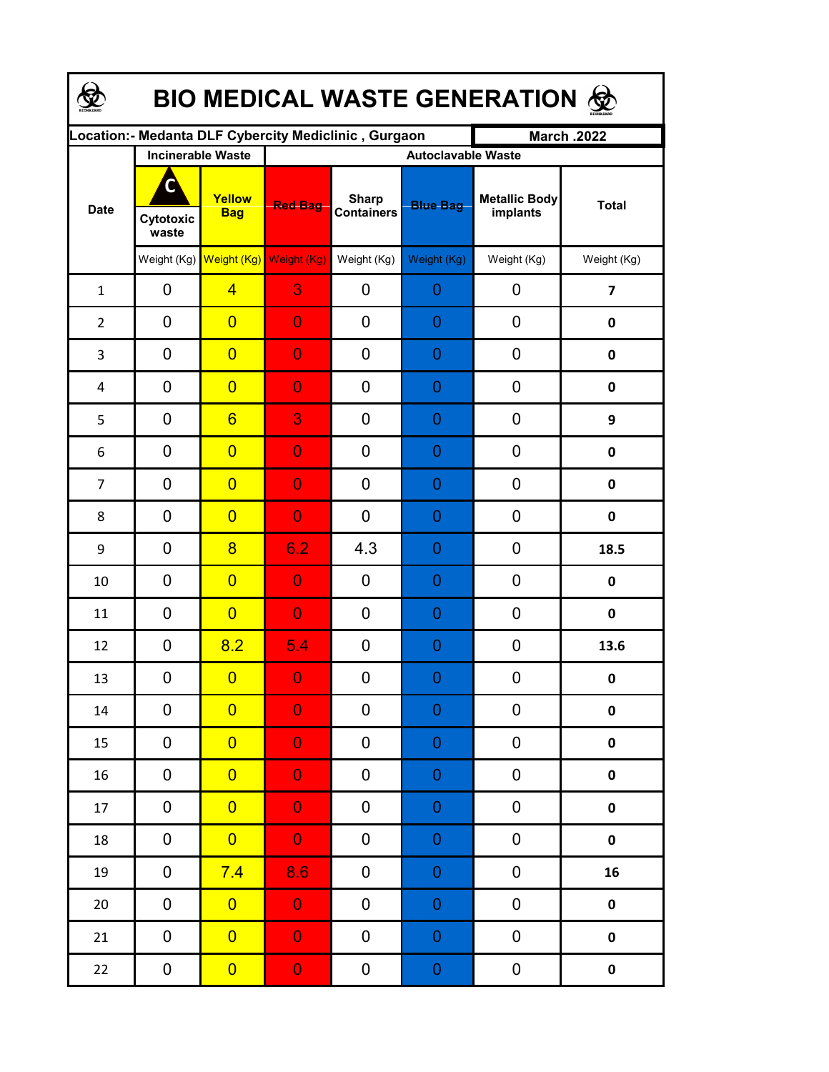# BIO MEDICAL WASTE GENERATION

| Location:- Medanta DLF Cybercity Mediclinic , Gurgaon | | | | | | | March .2022 |
|---|---|---|---|---|---|---|---|
| Date | Incinerable Waste | | Autoclavable Waste | | | | |
| | Cytotoxic waste | Yellow Bag | Red Bag | Sharp Containers | Blue Bag | Metallic Body implants | Total |
| | Weight (Kg) | Weight (Kg) | Weight (Kg) | Weight (Kg) | Weight (Kg) | Weight (Kg) | Weight (Kg) |
| 1 | 0 | 4 | 3 | 0 | 0 | 0 | **7** |
| 2 | 0 | 0 | 0 | 0 | 0 | 0 | **0** |
| 3 | 0 | 0 | 0 | 0 | 0 | 0 | **0** |
| 4 | 0 | 0 | 0 | 0 | 0 | 0 | **0** |
| 5 | 0 | 6 | 3 | 0 | 0 | 0 | **9** |
| 6 | 0 | 0 | 0 | 0 | 0 | 0 | **0** |
| 7 | 0 | 0 | 0 | 0 | 0 | 0 | **0** |
| 8 | 0 | 0 | 0 | 0 | 0 | 0 | **0** |
| 9 | 0 | 8 | 6.2 | 4.3 | 0 | 0 | **18.5** |
| 10 | 0 | 0 | 0 | 0 | 0 | 0 | **0** |
| 11 | 0 | 0 | 0 | 0 | 0 | 0 | **0** |
| 12 | 0 | 8.2 | 5.4 | 0 | 0 | 0 | **13.6** |
| 13 | 0 | 0 | 0 | 0 | 0 | 0 | **0** |
| 14 | 0 | 0 | 0 | 0 | 0 | 0 | **0** |
| 15 | 0 | 0 | 0 | 0 | 0 | 0 | **0** |
| 16 | 0 | 0 | 0 | 0 | 0 | 0 | **0** |
| 17 | 0 | 0 | 0 | 0 | 0 | 0 | **0** |
| 18 | 0 | 0 | 0 | 0 | 0 | 0 | **0** |
| 19 | 0 | 7.4 | 8.6 | 0 | 0 | 0 | **16** |
| 20 | 0 | 0 | 0 | 0 | 0 | 0 | **0** |
| 21 | 0 | 0 | 0 | 0 | 0 | 0 | **0** |
| 22 | 0 | 0 | 0 | 0 | 0 | 0 | **0** |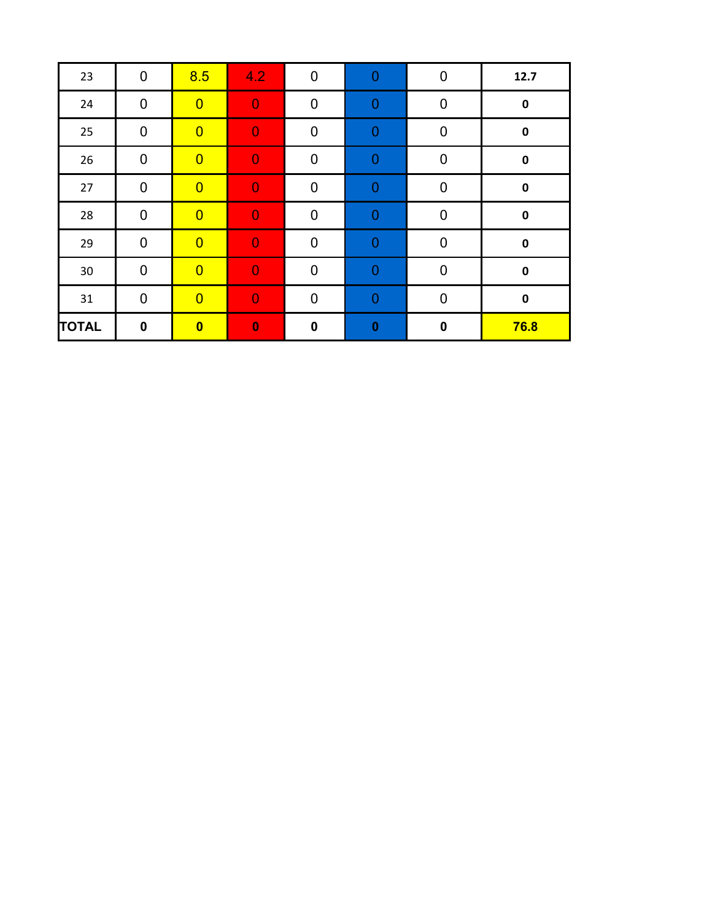| | | | | | | | |
|---|---|---|---|---|---|---|---|
| 23 | 0 | 8.5 | 4.2 | 0 | 0 | 0 | **12.7** |
| 24 | 0 | 0 | 0 | 0 | 0 | 0 | **0** |
| 25 | 0 | 0 | 0 | 0 | 0 | 0 | **0** |
| 26 | 0 | 0 | 0 | 0 | 0 | 0 | **0** |
| 27 | 0 | 0 | 0 | 0 | 0 | 0 | **0** |
| 28 | 0 | 0 | 0 | 0 | 0 | 0 | **0** |
| 29 | 0 | 0 | 0 | 0 | 0 | 0 | **0** |
| 30 | 0 | 0 | 0 | 0 | 0 | 0 | **0** |
| 31 | 0 | 0 | 0 | 0 | 0 | 0 | **0** |
| **TOTAL** | **0** | **0** | **0** | **0** | **0** | **0** | **76.8** |